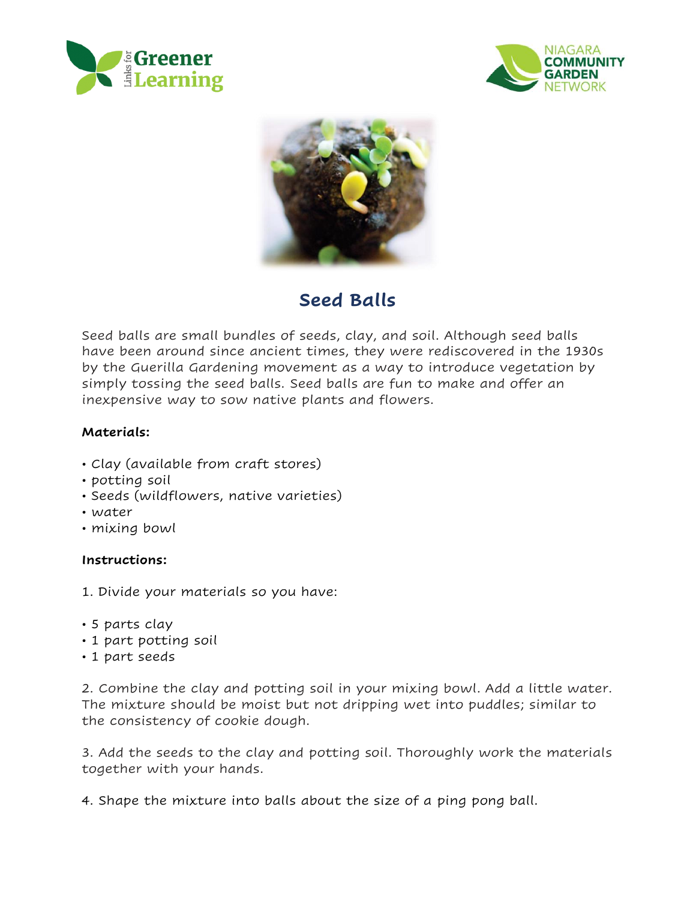# Seed Balls

Seed balls are small bundles of seeds, clay, and soil. Although seed balls have been around since ancient times, they were rediscovered in the 1930s by the Guerilla Gardening movement as a way to introduce vegetation by simply tossing the seed balls. Seed balls are fun to make and offer an inexpensive way to sow native plants and flowers.

**Materials:**

- Clay (available from craft stores)
- potting soil
- Seeds (wildflowers, native varieties)
- water
- mixing bowl

**Instructions:**

1. Divide your materials so you have:

- 5 parts clay
- 1 part potting soil
- 1 part seeds

2. Combine the clay and potting soil in your mixing bowl. Add a little water. The mixture should be moist but not dripping wet into puddles; similar to the consistency of cookie dough.

3. Add the seeds to the clay and potting soil. Thoroughly work the materials together with your hands.

4. Shape the mixture into balls about the size of a ping pong ball.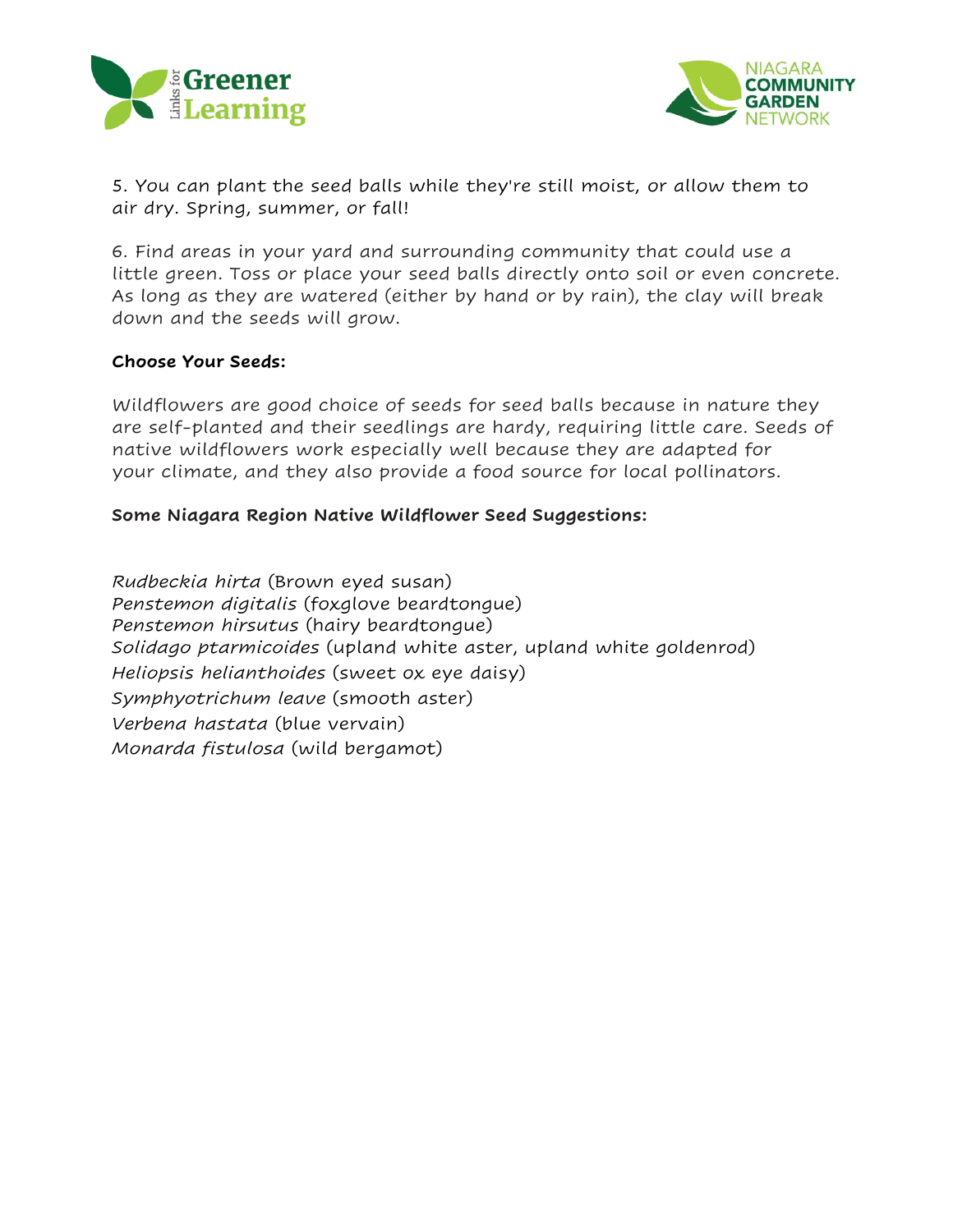5. You can plant the seed balls while they're still moist, or allow them to air dry. Spring, summer, or fall!

6. Find areas in your yard and surrounding community that could use a little green. Toss or place your seed balls directly onto soil or even concrete. As long as they are watered (either by hand or by rain), the clay will break down and the seeds will grow.

**Choose Your Seeds:**

Wildflowers are good choice of seeds for seed balls because in nature they are self-planted and their seedlings are hardy, requiring little care. Seeds of native wildflowers work especially well because they are adapted for your climate, and they also provide a food source for local pollinators.

**Some Niagara Region Native Wildflower Seed Suggestions:**

*Rudbeckia hirta* (Brown eyed susan)
*Penstemon digitalis* (foxglove beardtongue)
*Penstemon hirsutus* (hairy beardtongue)
*Solidago ptarmicoides* (upland white aster, upland white goldenrod)
*Heliopsis helianthoides* (sweet ox eye daisy)
*Symphyotrichum leave* (smooth aster)
*Verbena hastata* (blue vervain)
*Monarda fistulosa* (wild bergamot)